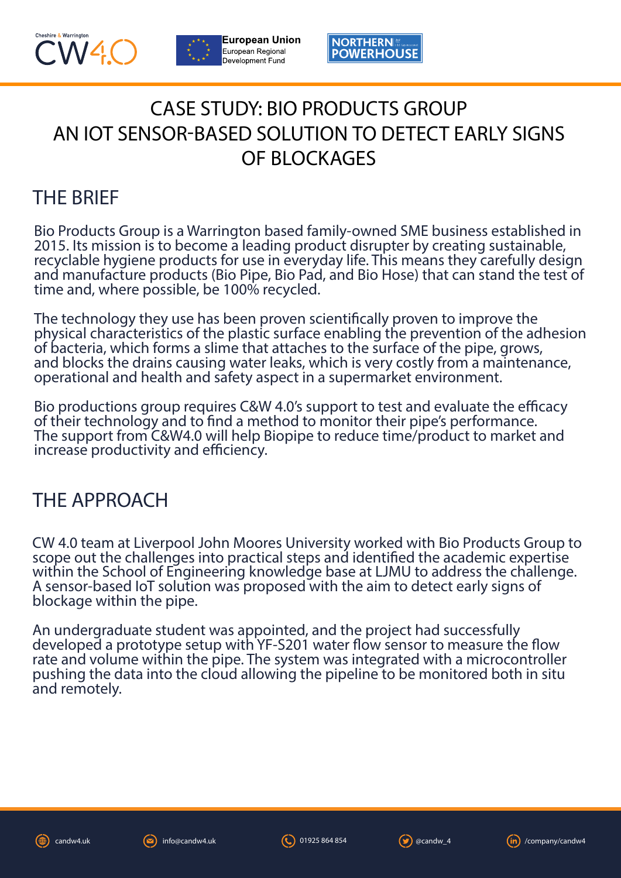# CASE STUDY: BIO PRODUCTS GROUP AN IOT SENSOR-BASED SOLUTION TO DETECT EARLY SIGNS OF BLOCKAGES

## THE BRIEF

Bio Products Group is a Warrington based family-owned SME business established in 2015. Its mission is to become a leading product disrupter by creating sustainable, recyclable hygiene products for use in everyday life. This means they carefully design and manufacture products (Bio Pipe, Bio Pad, and Bio Hose) that can stand the test of time and, where possible, be 100% recycled.

The technology they use has been proven scientifically proven to improve the physical characteristics of the plastic surface enabling the prevention of the adhesion of bacteria, which forms a slime that attaches to the surface of the pipe, grows, and blocks the drains causing water leaks, which is very costly from a maintenance, operational and health and safety aspect in a supermarket environment.

Bio productions group requires C&W 4.0's support to test and evaluate the efficacy of their technology and to find a method to monitor their pipe's performance. The support from C&W4.0 will help Biopipe to reduce time/product to market and increase productivity and efficiency.

## THE APPROACH

CW 4.0 team at Liverpool John Moores University worked with Bio Products Group to scope out the challenges into practical steps and identified the academic expertise within the School of Engineering knowledge base at LJMU to address the challenge. A sensor-based IoT solution was proposed with the aim to detect early signs of blockage within the pipe.

An undergraduate student was appointed, and the project had successfully developed a prototype setup with YF-S201 water flow sensor to measure the flow rate and volume within the pipe. The system was integrated with a microcontroller pushing the data into the cloud allowing the pipeline to be monitored both in situ and remotely.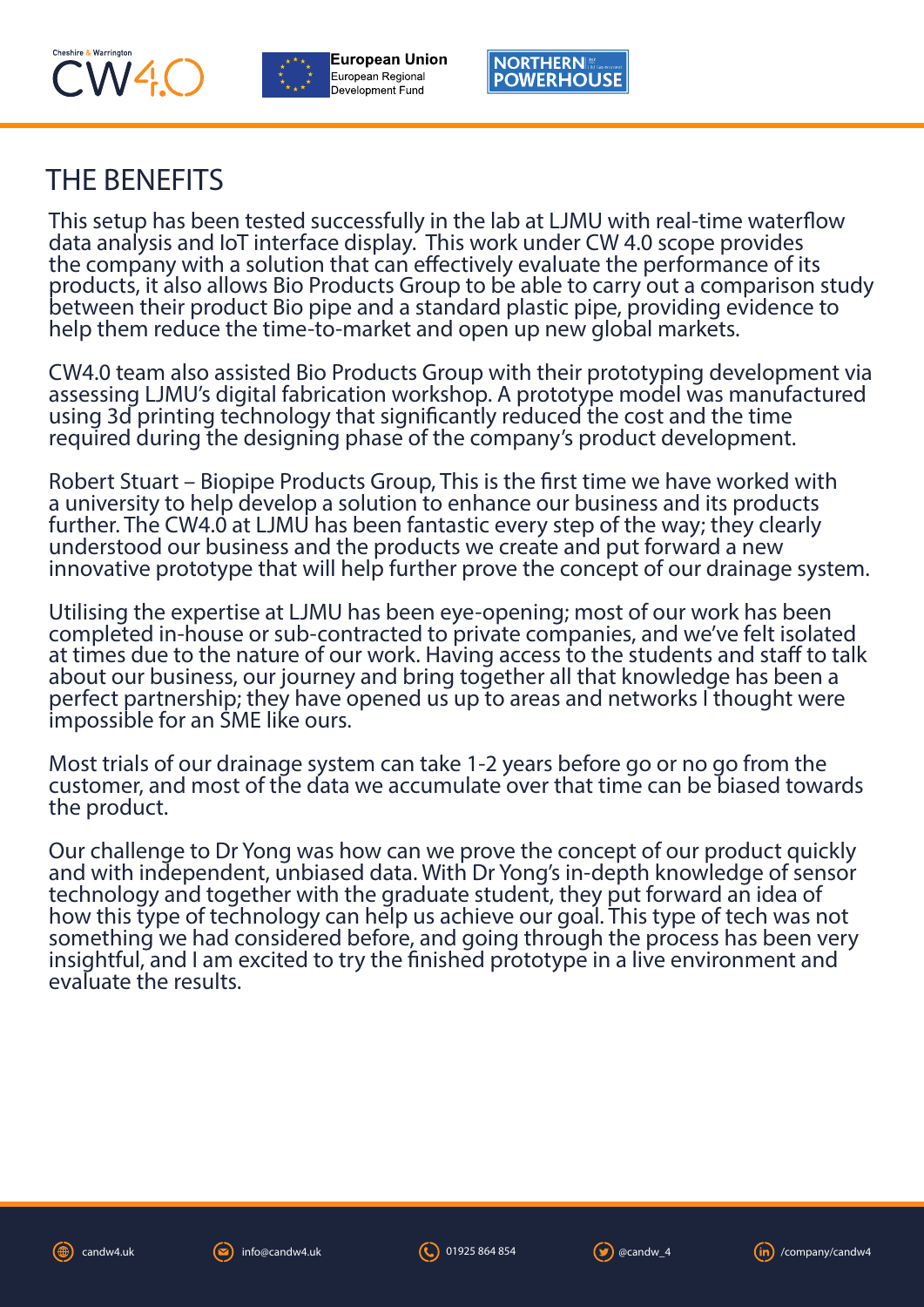# THE BENEFITS

This setup has been tested successfully in the lab at LJMU with real-time waterflow data analysis and IoT interface display. This work under CW 4.0 scope provides the company with a solution that can effectively evaluate the performance of its products, it also allows Bio Products Group to be able to carry out a comparison study between their product Bio pipe and a standard plastic pipe, providing evidence to help them reduce the time-to-market and open up new global markets.

CW4.0 team also assisted Bio Products Group with their prototyping development via assessing LJMU's digital fabrication workshop. A prototype model was manufactured using 3d printing technology that significantly reduced the cost and the time required during the designing phase of the company's product development.

Robert Stuart – Biopipe Products Group, This is the first time we have worked with a university to help develop a solution to enhance our business and its products further. The CW4.0 at LJMU has been fantastic every step of the way; they clearly understood our business and the products we create and put forward a new innovative prototype that will help further prove the concept of our drainage system.

Utilising the expertise at LJMU has been eye-opening; most of our work has been completed in-house or sub-contracted to private companies, and we've felt isolated at times due to the nature of our work. Having access to the students and staff to talk about our business, our journey and bring together all that knowledge has been a perfect partnership; they have opened us up to areas and networks I thought were impossible for an SME like ours.

Most trials of our drainage system can take 1-2 years before go or no go from the customer, and most of the data we accumulate over that time can be biased towards the product.

Our challenge to Dr Yong was how can we prove the concept of our product quickly and with independent, unbiased data. With Dr Yong's in-depth knowledge of sensor technology and together with the graduate student, they put forward an idea of how this type of technology can help us achieve our goal. This type of tech was not something we had considered before, and going through the process has been very insightful, and I am excited to try the finished prototype in a live environment and evaluate the results.